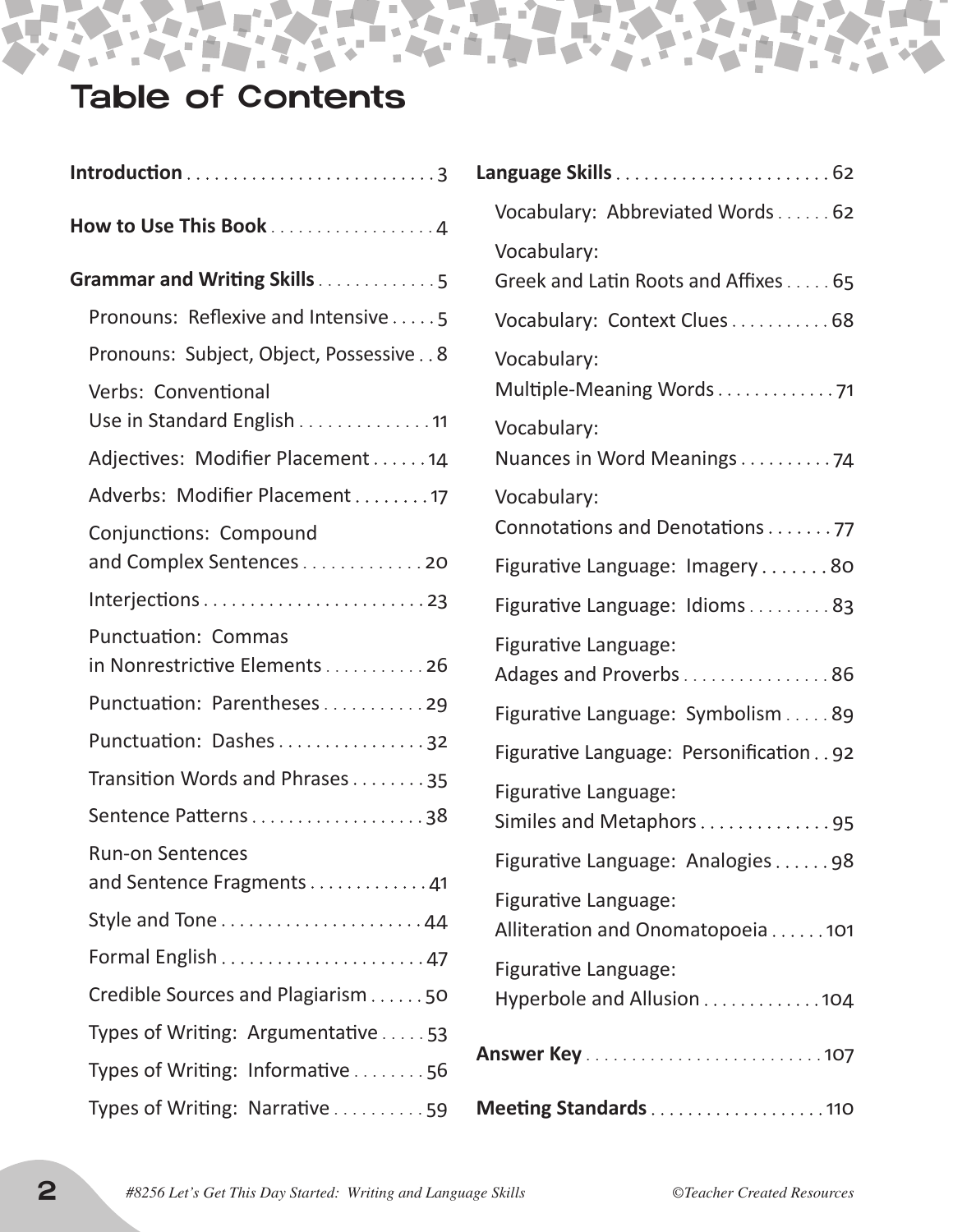# Table of Contents

**Introduction** . . . . . . . . . . . . . . . . . . . . . . . . . . . 3

**How to Use This Book** . . . . . . . . . . . . . . . . . . 4

**Grammar and Writing Skills** . . . . . . . . . . . . . 5

- Pronouns: Reflexive and Intensive . . . . . 5
- Pronouns: Subject, Object, Possessive . . 8
- Verbs: Conventional Use in Standard English . . . . . . . . . . . . . . 11
- Adjectives: Modifier Placement . . . . . . 14
- Adverbs: Modifier Placement . . . . . . . . 17
- Conjunctions: Compound and Complex Sentences . . . . . . . . . . . . . 20
- Interjections . . . . . . . . . . . . . . . . . . . . . . . . 23
- Punctuation: Commas in Nonrestrictive Elements . . . . . . . . . . . 26
- Punctuation: Parentheses . . . . . . . . . . . 29
- Punctuation: Dashes . . . . . . . . . . . . . . . . 32
- Transition Words and Phrases . . . . . . . . 35
- Sentence Patterns . . . . . . . . . . . . . . . . . . . 38
- Run-on Sentences and Sentence Fragments . . . . . . . . . . . . . 41
- Style and Tone . . . . . . . . . . . . . . . . . . . . . . 44
- Formal English . . . . . . . . . . . . . . . . . . . . . . 47
- Credible Sources and Plagiarism . . . . . . 50
- Types of Writing: Argumentative . . . . . 53
- Types of Writing: Informative . . . . . . . . 56
- Types of Writing: Narrative . . . . . . . . . . 59

**Language Skills** . . . . . . . . . . . . . . . . . . . . . . . 62

- Vocabulary: Abbreviated Words . . . . . . 62
- Vocabulary: Greek and Latin Roots and Affixes . . . . . 65
- Vocabulary: Context Clues . . . . . . . . . . . 68
- Vocabulary: Multiple-Meaning Words . . . . . . . . . . . . . 71
- Vocabulary: Nuances in Word Meanings . . . . . . . . . . 74
- Vocabulary: Connotations and Denotations . . . . . . . 77
- Figurative Language: Imagery . . . . . . . 80
- Figurative Language: Idioms . . . . . . . . . 83
- Figurative Language: Adages and Proverbs . . . . . . . . . . . . . . . . 86
- Figurative Language: Symbolism . . . . . 89
- Figurative Language: Personification . . 92
- Figurative Language: Similes and Metaphors . . . . . . . . . . . . . . 95
- Figurative Language: Analogies . . . . . . 98
- Figurative Language: Alliteration and Onomatopoeia . . . . . . 101
- Figurative Language: Hyperbole and Allusion . . . . . . . . . . . . . 104

**Answer Key** . . . . . . . . . . . . . . . . . . . . . . . . . . 107

**Meeting Standards** . . . . . . . . . . . . . . . . . . . 110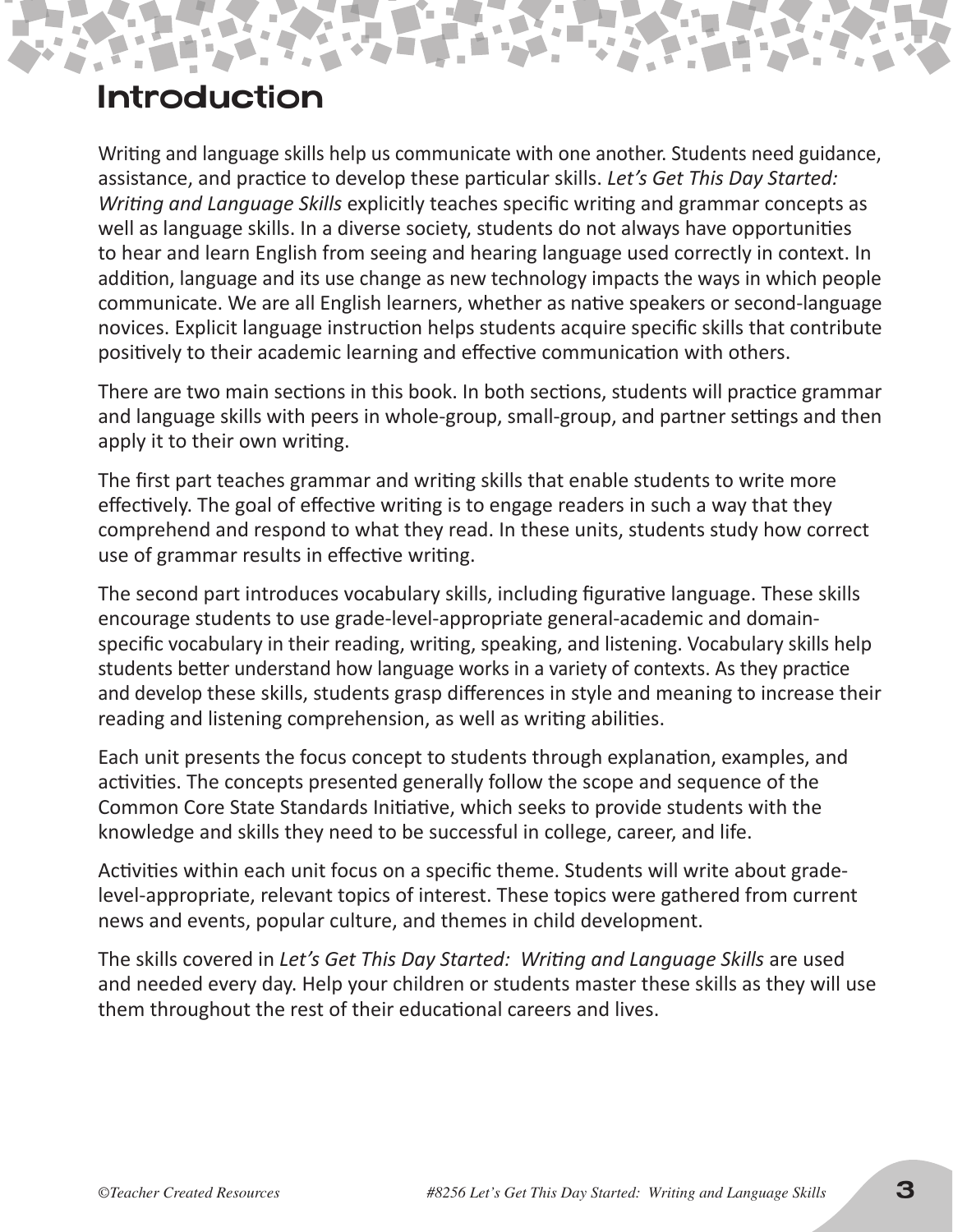# Introduction

Writing and language skills help us communicate with one another. Students need guidance, assistance, and practice to develop these particular skills. *Let's Get This Day Started: Writing and Language Skills* explicitly teaches specific writing and grammar concepts as well as language skills. In a diverse society, students do not always have opportunities to hear and learn English from seeing and hearing language used correctly in context. In addition, language and its use change as new technology impacts the ways in which people communicate. We are all English learners, whether as native speakers or second-language novices. Explicit language instruction helps students acquire specific skills that contribute positively to their academic learning and effective communication with others.

There are two main sections in this book. In both sections, students will practice grammar and language skills with peers in whole-group, small-group, and partner settings and then apply it to their own writing.

The first part teaches grammar and writing skills that enable students to write more effectively. The goal of effective writing is to engage readers in such a way that they comprehend and respond to what they read. In these units, students study how correct use of grammar results in effective writing.

The second part introduces vocabulary skills, including figurative language. These skills encourage students to use grade-level-appropriate general-academic and domain-specific vocabulary in their reading, writing, speaking, and listening. Vocabulary skills help students better understand how language works in a variety of contexts. As they practice and develop these skills, students grasp differences in style and meaning to increase their reading and listening comprehension, as well as writing abilities.

Each unit presents the focus concept to students through explanation, examples, and activities. The concepts presented generally follow the scope and sequence of the Common Core State Standards Initiative, which seeks to provide students with the knowledge and skills they need to be successful in college, career, and life.

Activities within each unit focus on a specific theme. Students will write about grade-level-appropriate, relevant topics of interest. These topics were gathered from current news and events, popular culture, and themes in child development.

The skills covered in *Let's Get This Day Started: Writing and Language Skills* are used and needed every day. Help your children or students master these skills as they will use them throughout the rest of their educational careers and lives.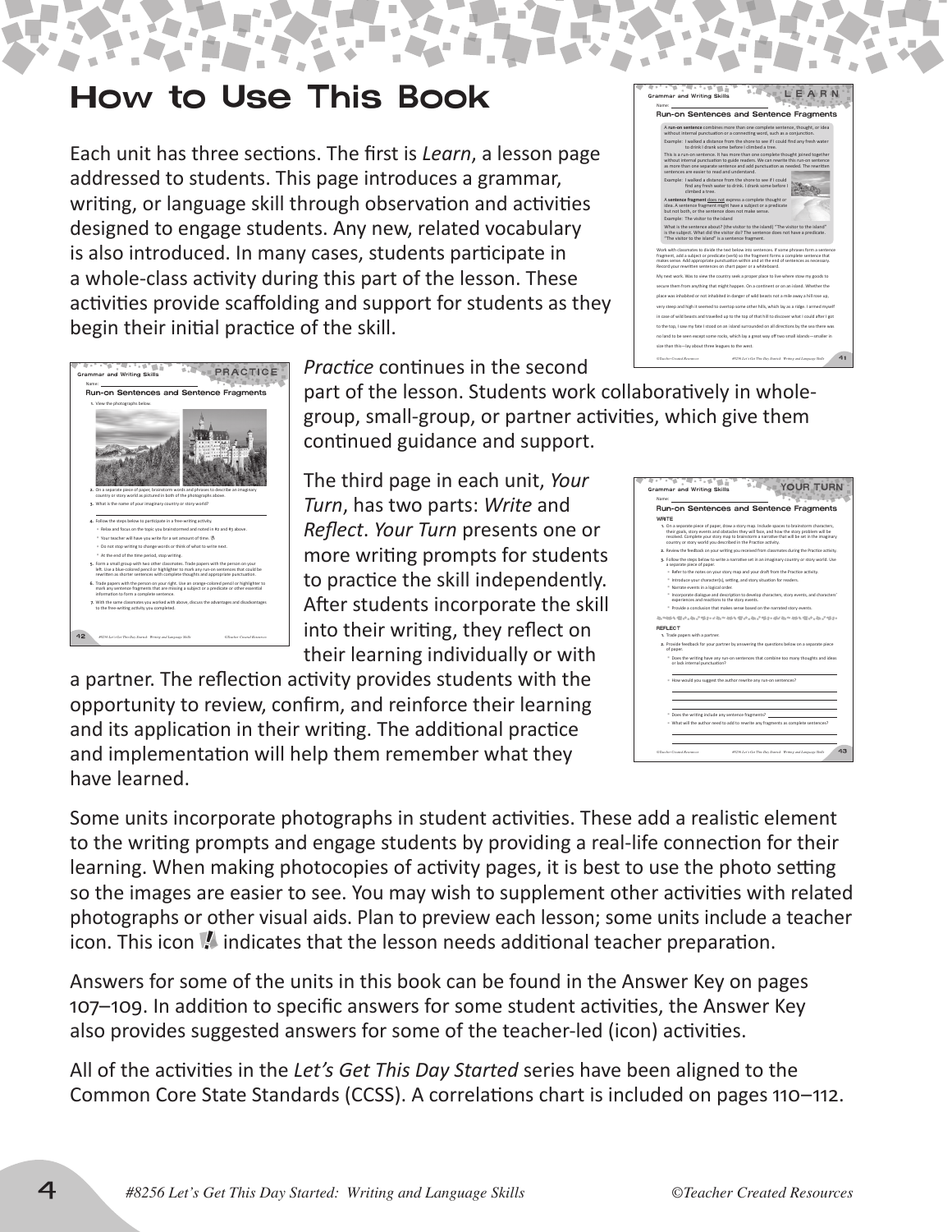# How to Use This Book

Each unit has three sections. The first is *Learn*, a lesson page addressed to students. This page introduces a grammar, writing, or language skill through observation and activities designed to engage students. Any new, related vocabulary is also introduced. In many cases, students participate in a whole-class activity during this part of the lesson. These activities provide scaffolding and support for students as they begin their initial practice of the skill.

*Practice* continues in the second part of the lesson. Students work collaboratively in whole-group, small-group, or partner activities, which give them continued guidance and support.

The third page in each unit, *Your Turn*, has two parts: *Write* and *Reflect*. *Your Turn* presents one or more writing prompts for students to practice the skill independently. After students incorporate the skill into their writing, they reflect on their learning individually or with a partner. The reflection activity provides students with the opportunity to review, confirm, and reinforce their learning and its application in their writing. The additional practice and implementation will help them remember what they have learned.

Some units incorporate photographs in student activities. These add a realistic element to the writing prompts and engage students by providing a real-life connection for their learning. When making photocopies of activity pages, it is best to use the photo setting so the images are easier to see. You may wish to supplement other activities with related photographs or other visual aids. Plan to preview each lesson; some units include a teacher icon. This icon indicates that the lesson needs additional teacher preparation.

Answers for some of the units in this book can be found in the Answer Key on pages 107–109. In addition to specific answers for some student activities, the Answer Key also provides suggested answers for some of the teacher-led (icon) activities.

All of the activities in the *Let's Get This Day Started* series have been aligned to the Common Core State Standards (CCSS). A correlations chart is included on pages 110–112.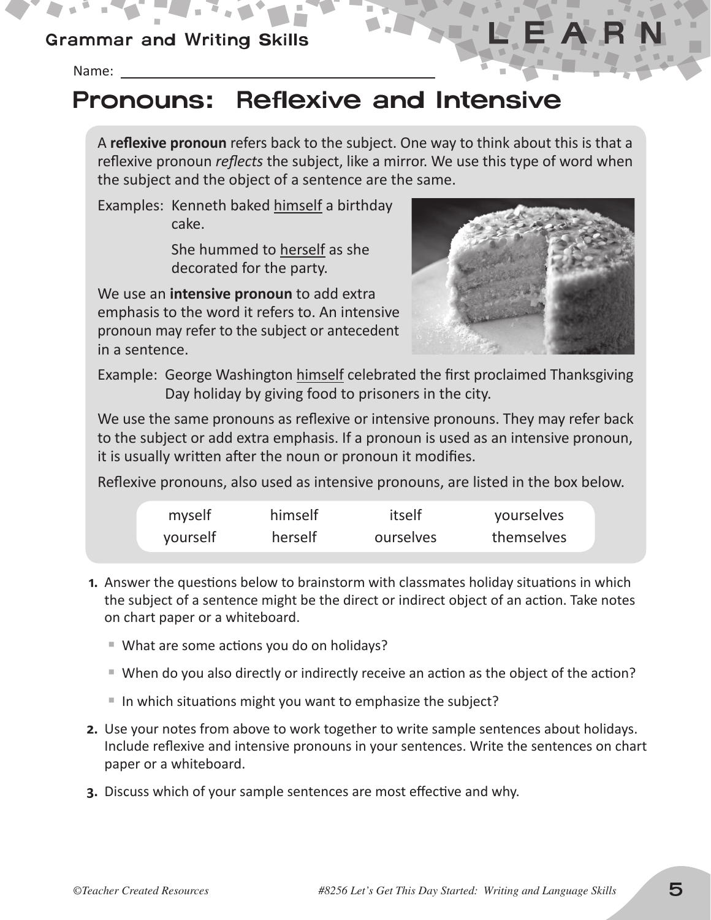Grammar and Writing Skills

LEARN

Name: ____________________

# Pronouns: Reflexive and Intensive

A **reflexive pronoun** refers back to the subject. One way to think about this is that a reflexive pronoun *reflects* the subject, like a mirror. We use this type of word when the subject and the object of a sentence are the same.

Examples: Kenneth baked <u>himself</u> a birthday cake.

She hummed to <u>herself</u> as she decorated for the party.

We use an **intensive pronoun** to add extra emphasis to the word it refers to. An intensive pronoun may refer to the subject or antecedent in a sentence.

Example: George Washington <u>himself</u> celebrated the first proclaimed Thanksgiving Day holiday by giving food to prisoners in the city.

We use the same pronouns as reflexive or intensive pronouns. They may refer back to the subject or add extra emphasis. If a pronoun is used as an intensive pronoun, it is usually written after the noun or pronoun it modifies.

Reflexive pronouns, also used as intensive pronouns, are listed in the box below.

| myself | himself | itself | yourselves |
|---|---|---|---|
| yourself | herself | ourselves | themselves |

1. Answer the questions below to brainstorm with classmates holiday situations in which the subject of a sentence might be the direct or indirect object of an action. Take notes on chart paper or a whiteboard.
   - What are some actions you do on holidays?
   - When do you also directly or indirectly receive an action as the object of the action?
   - In which situations might you want to emphasize the subject?
2. Use your notes from above to work together to write sample sentences about holidays. Include reflexive and intensive pronouns in your sentences. Write the sentences on chart paper or a whiteboard.
3. Discuss which of your sample sentences are most effective and why.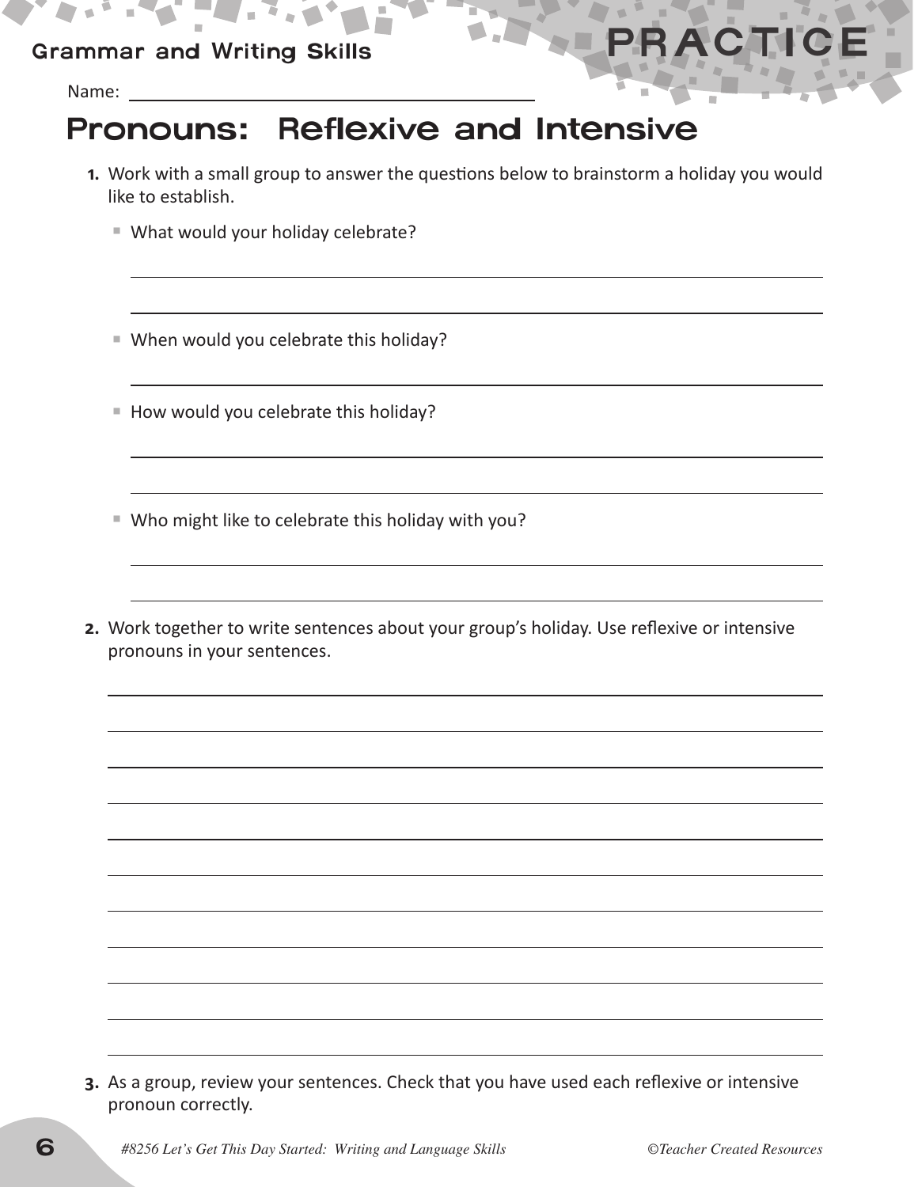Grammar and Writing Skills

# PRACTICE

Name: ______________________________

## Pronouns: Reflexive and Intensive

1. Work with a small group to answer the questions below to brainstorm a holiday you would like to establish.

   - What would your holiday celebrate?

     ______________________________________________________________

     ______________________________________________________________

   - When would you celebrate this holiday?

     ______________________________________________________________

   - How would you celebrate this holiday?

     ______________________________________________________________

     ______________________________________________________________

   - Who might like to celebrate this holiday with you?

     ______________________________________________________________

     ______________________________________________________________

2. Work together to write sentences about your group's holiday. Use reflexive or intensive pronouns in your sentences.

   ______________________________________________________________

   ______________________________________________________________

   ______________________________________________________________

   ______________________________________________________________

   ______________________________________________________________

   ______________________________________________________________

   ______________________________________________________________

   ______________________________________________________________

   ______________________________________________________________

   ______________________________________________________________

   ______________________________________________________________

3. As a group, review your sentences. Check that you have used each reflexive or intensive pronoun correctly.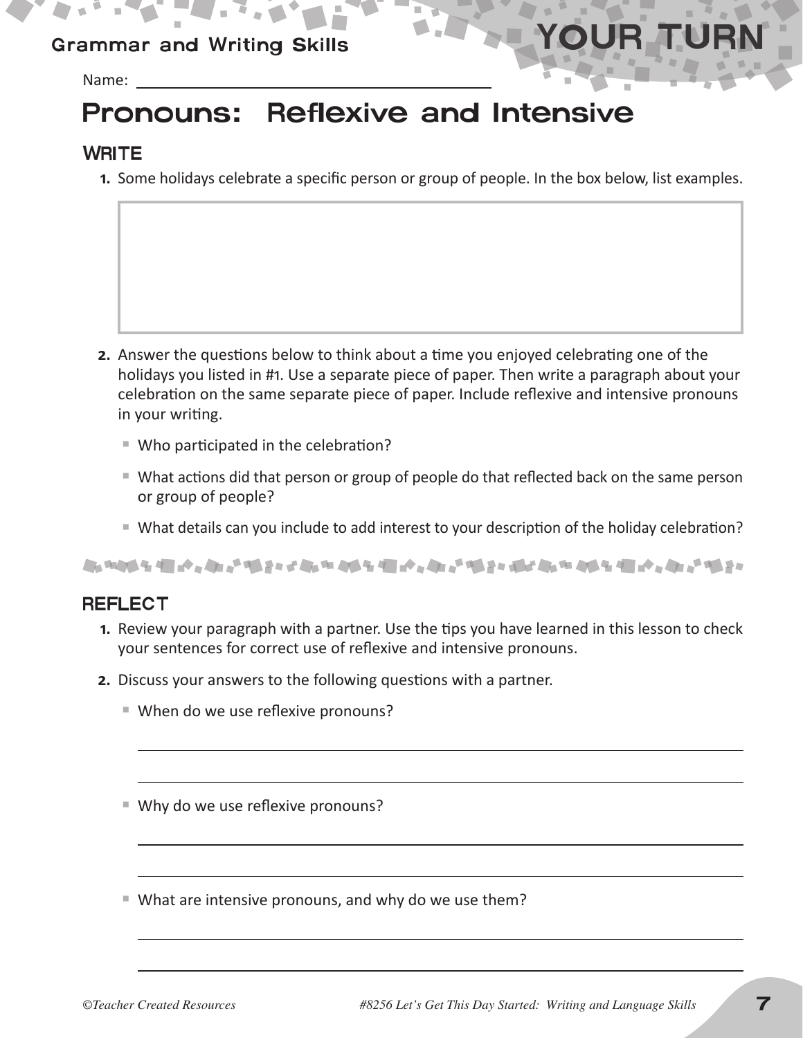Grammar and Writing Skills

# YOUR TURN

Name: ___________________________________

## Pronouns: Reflexive and Intensive

### WRITE

1. Some holidays celebrate a specific person or group of people. In the box below, list examples.

2. Answer the questions below to think about a time you enjoyed celebrating one of the holidays you listed in #1. Use a separate piece of paper. Then write a paragraph about your celebration on the same separate piece of paper. Include reflexive and intensive pronouns in your writing.
   - Who participated in the celebration?
   - What actions did that person or group of people do that reflected back on the same person or group of people?
   - What details can you include to add interest to your description of the holiday celebration?

### REFLECT

1. Review your paragraph with a partner. Use the tips you have learned in this lesson to check your sentences for correct use of reflexive and intensive pronouns.

2. Discuss your answers to the following questions with a partner.
   - When do we use reflexive pronouns?

     ___________________________________

     ___________________________________

   - Why do we use reflexive pronouns?

     ___________________________________

     ___________________________________

   - What are intensive pronouns, and why do we use them?

     ___________________________________

     ___________________________________